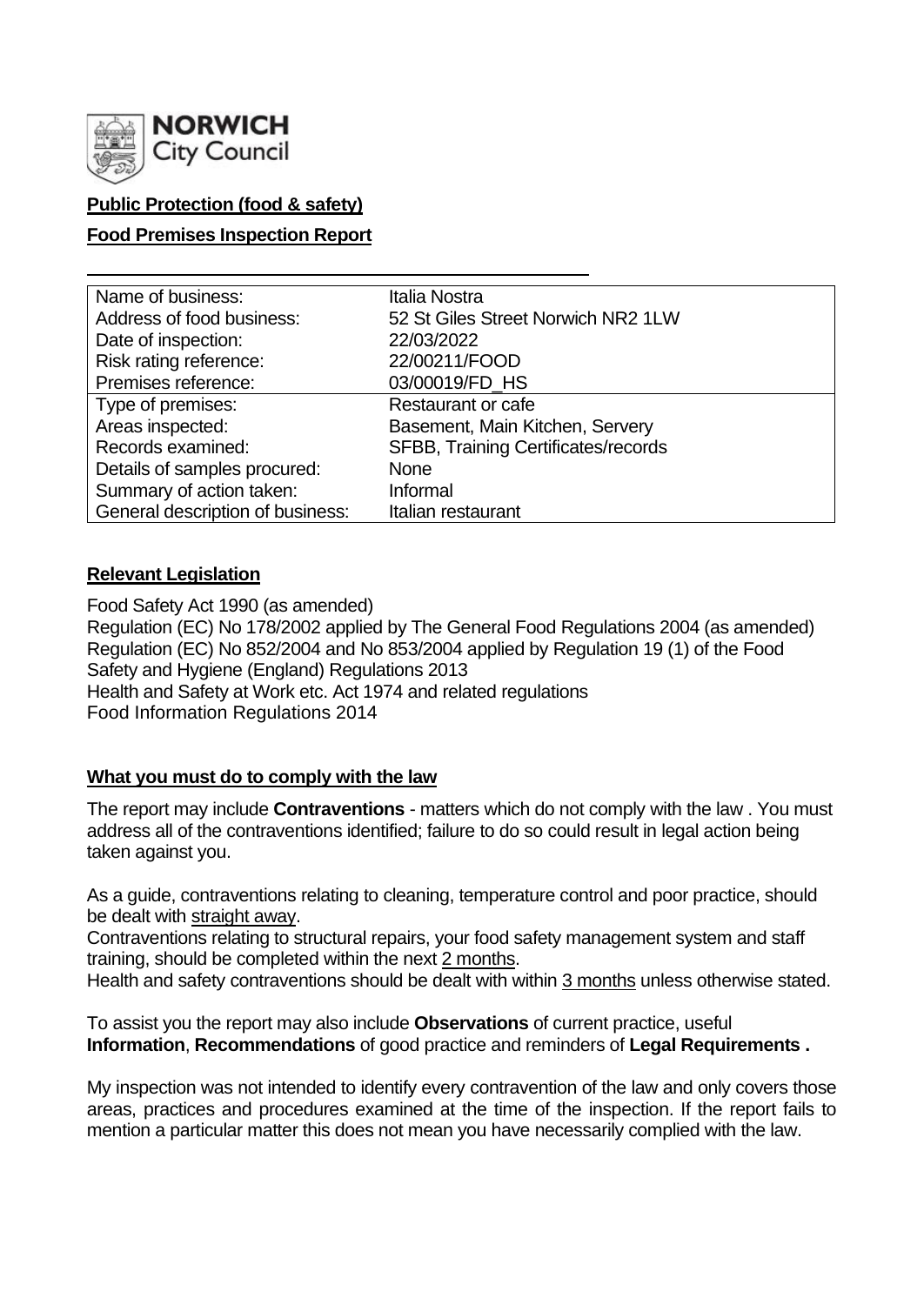**NORWICH City Council**

**Public Protection (food & safety)**

**Food Premises Inspection Report**

| | |
|---|---|
| Name of business: | Italia Nostra |
| Address of food business: | 52 St Giles Street Norwich NR2 1LW |
| Date of inspection: | 22/03/2022 |
| Risk rating reference: | 22/00211/FOOD |
| Premises reference: | 03/00019/FD_HS |
| Type of premises: | Restaurant or cafe |
| Areas inspected: | Basement, Main Kitchen, Servery |
| Records examined: | SFBB, Training Certificates/records |
| Details of samples procured: | None |
| Summary of action taken: | Informal |
| General description of business: | Italian restaurant |

## Relevant Legislation

Food Safety Act 1990 (as amended)
Regulation (EC) No 178/2002 applied by The General Food Regulations 2004 (as amended)
Regulation (EC) No 852/2004 and No 853/2004 applied by Regulation 19 (1) of the Food Safety and Hygiene (England) Regulations 2013
Health and Safety at Work etc. Act 1974 and related regulations
Food Information Regulations 2014

## What you must do to comply with the law

The report may include **Contraventions** - matters which do not comply with the law . You must address all of the contraventions identified; failure to do so could result in legal action being taken against you.

As a guide, contraventions relating to cleaning, temperature control and poor practice, should be dealt with straight away.

Contraventions relating to structural repairs, your food safety management system and staff training, should be completed within the next 2 months.

Health and safety contraventions should be dealt with within 3 months unless otherwise stated.

To assist you the report may also include **Observations** of current practice, useful **Information**, **Recommendations** of good practice and reminders of **Legal Requirements .**

My inspection was not intended to identify every contravention of the law and only covers those areas, practices and procedures examined at the time of the inspection. If the report fails to mention a particular matter this does not mean you have necessarily complied with the law.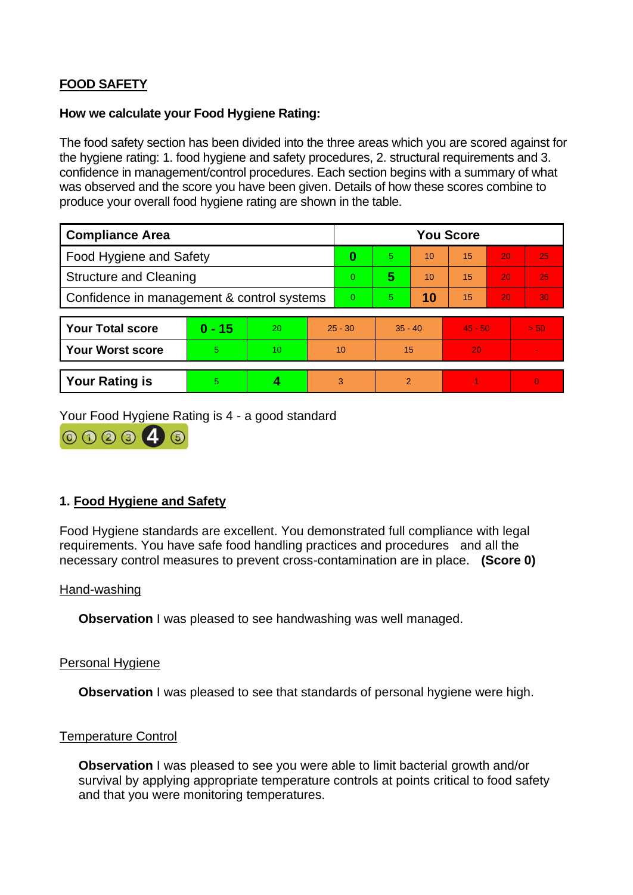**FOOD SAFETY**

**How we calculate your Food Hygiene Rating:**

The food safety section has been divided into the three areas which you are scored against for the hygiene rating: 1. food hygiene and safety procedures, 2. structural requirements and 3. confidence in management/control procedures. Each section begins with a summary of what was observed and the score you have been given. Details of how these scores combine to produce your overall food hygiene rating are shown in the table.

| Compliance Area | You Score | | | | | |
|---|---|---|---|---|---|---|
| Food Hygiene and Safety | **0** | 5 | 10 | 15 | 20 | 25 |
| Structure and Cleaning | 0 | **5** | 10 | 15 | 20 | 25 |
| Confidence in management & control systems | 0 | 5 | **10** | 15 | 20 | 30 |

| | | | | | | |
|---|---|---|---|---|---|---|
| **Your Total score** | **0 - 15** | 20 | 25 - 30 | 35 - 40 | 45 - 50 | > 50 |
| **Your Worst score** | 5 | 10 | 10 | 15 | 20 | - |
| **Your Rating is** | 5 | **4** | 3 | 2 | 1 | 0 |

Your Food Hygiene Rating is 4 - a good standard

## 1. Food Hygiene and Safety

Food Hygiene standards are excellent. You demonstrated full compliance with legal requirements. You have safe food handling practices and procedures and all the necessary control measures to prevent cross-contamination are in place. **(Score 0)**

### Hand-washing

**Observation** I was pleased to see handwashing was well managed.

### Personal Hygiene

**Observation** I was pleased to see that standards of personal hygiene were high.

### Temperature Control

**Observation** I was pleased to see you were able to limit bacterial growth and/or survival by applying appropriate temperature controls at points critical to food safety and that you were monitoring temperatures.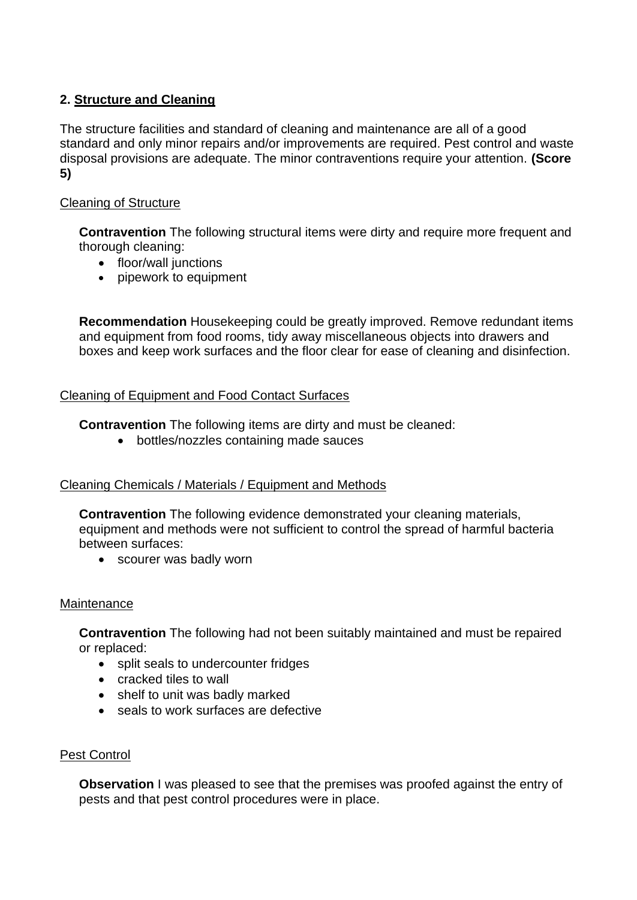## 2. Structure and Cleaning

The structure facilities and standard of cleaning and maintenance are all of a good standard and only minor repairs and/or improvements are required. Pest control and waste disposal provisions are adequate. The minor contraventions require your attention. **(Score 5)**

### Cleaning of Structure

**Contravention** The following structural items were dirty and require more frequent and thorough cleaning:

- floor/wall junctions
- pipework to equipment

**Recommendation** Housekeeping could be greatly improved. Remove redundant items and equipment from food rooms, tidy away miscellaneous objects into drawers and boxes and keep work surfaces and the floor clear for ease of cleaning and disinfection.

### Cleaning of Equipment and Food Contact Surfaces

**Contravention** The following items are dirty and must be cleaned:

- bottles/nozzles containing made sauces

### Cleaning Chemicals / Materials / Equipment and Methods

**Contravention** The following evidence demonstrated your cleaning materials, equipment and methods were not sufficient to control the spread of harmful bacteria between surfaces:

- scourer was badly worn

### Maintenance

**Contravention** The following had not been suitably maintained and must be repaired or replaced:

- split seals to undercounter fridges
- cracked tiles to wall
- shelf to unit was badly marked
- seals to work surfaces are defective

### Pest Control

**Observation** I was pleased to see that the premises was proofed against the entry of pests and that pest control procedures were in place.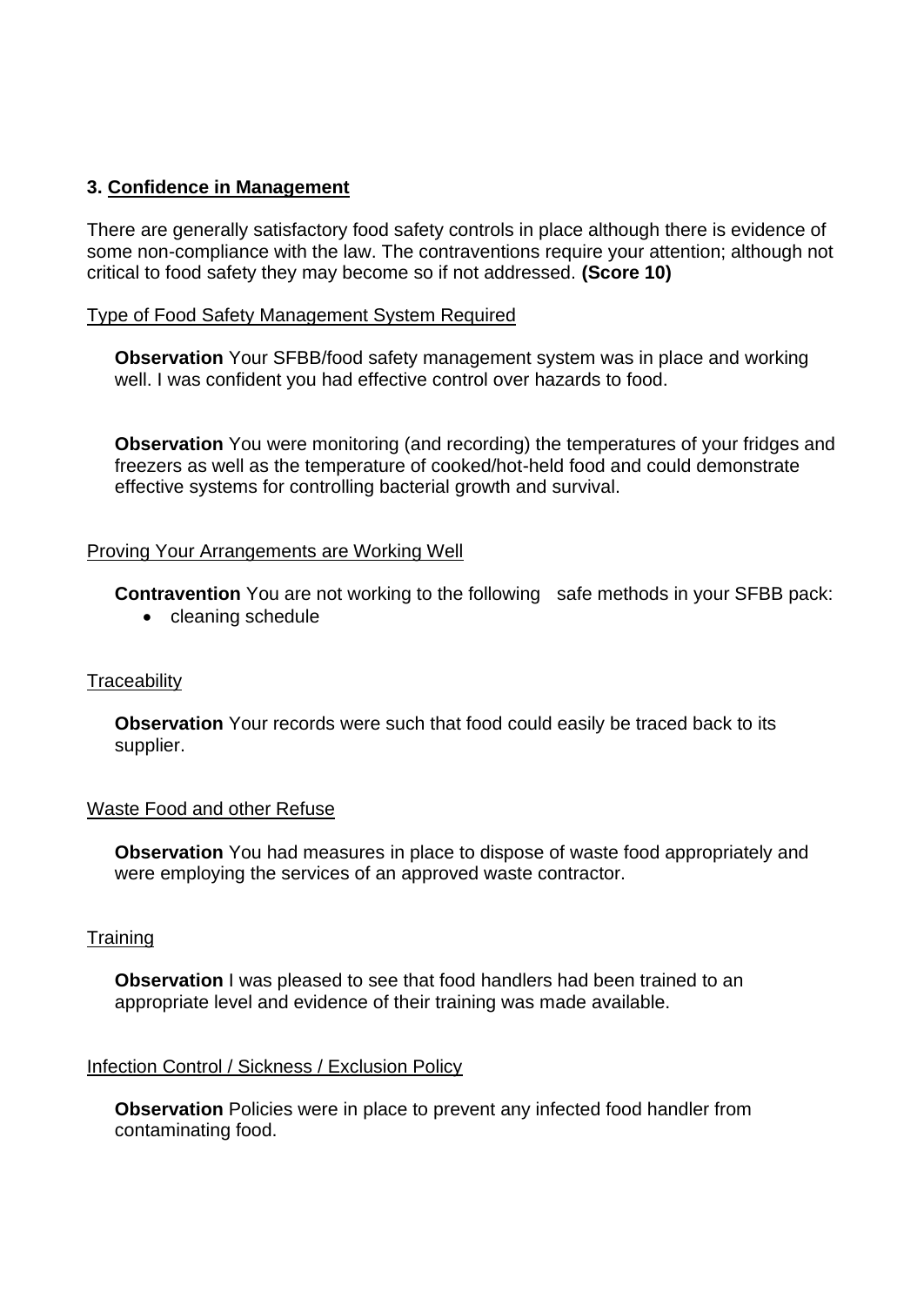## 3. Confidence in Management

There are generally satisfactory food safety controls in place although there is evidence of some non-compliance with the law. The contraventions require your attention; although not critical to food safety they may become so if not addressed. **(Score 10)**

Type of Food Safety Management System Required

**Observation** Your SFBB/food safety management system was in place and working well. I was confident you had effective control over hazards to food.

**Observation** You were monitoring (and recording) the temperatures of your fridges and freezers as well as the temperature of cooked/hot-held food and could demonstrate effective systems for controlling bacterial growth and survival.

Proving Your Arrangements are Working Well

**Contravention** You are not working to the following safe methods in your SFBB pack:

- cleaning schedule

Traceability

**Observation** Your records were such that food could easily be traced back to its supplier.

Waste Food and other Refuse

**Observation** You had measures in place to dispose of waste food appropriately and were employing the services of an approved waste contractor.

Training

**Observation** I was pleased to see that food handlers had been trained to an appropriate level and evidence of their training was made available.

Infection Control / Sickness / Exclusion Policy

**Observation** Policies were in place to prevent any infected food handler from contaminating food.